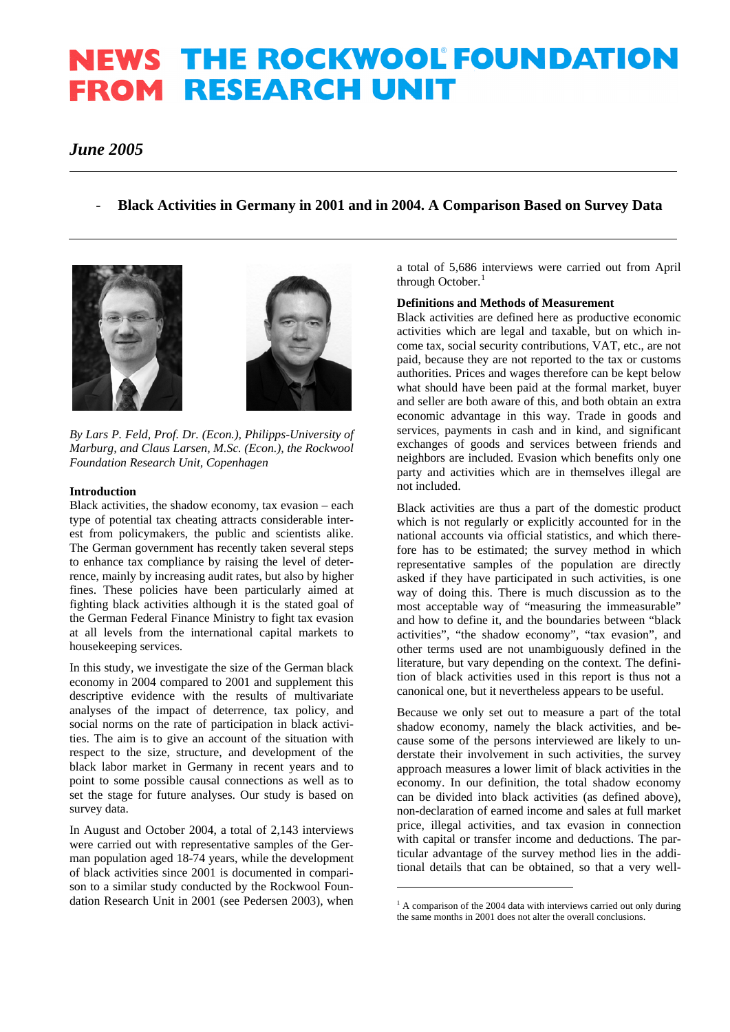# NEWS FROM THE ROCKWOOL FOUNDATION RESEARCH UNIT

*June 2005*

## - Black Activities in Germany in 2001 and in 2004. A Comparison Based on Survey Data

*By Lars P. Feld, Prof. Dr. (Econ.), Philipps-University of Marburg, and Claus Larsen, M.Sc. (Econ.), the Rockwool Foundation Research Unit, Copenhagen*

### Introduction

Black activities, the shadow economy, tax evasion – each type of potential tax cheating attracts considerable interest from policymakers, the public and scientists alike. The German government has recently taken several steps to enhance tax compliance by raising the level of deterrence, mainly by increasing audit rates, but also by higher fines. These policies have been particularly aimed at fighting black activities although it is the stated goal of the German Federal Finance Ministry to fight tax evasion at all levels from the international capital markets to housekeeping services.

In this study, we investigate the size of the German black economy in 2004 compared to 2001 and supplement this descriptive evidence with the results of multivariate analyses of the impact of deterrence, tax policy, and social norms on the rate of participation in black activities. The aim is to give an account of the situation with respect to the size, structure, and development of the black labor market in Germany in recent years and to point to some possible causal connections as well as to set the stage for future analyses. Our study is based on survey data.

In August and October 2004, a total of 2,143 interviews were carried out with representative samples of the German population aged 18-74 years, while the development of black activities since 2001 is documented in comparison to a similar study conducted by the Rockwool Foundation Research Unit in 2001 (see Pedersen 2003), when a total of 5,686 interviews were carried out from April through October.[1]

### Definitions and Methods of Measurement

Black activities are defined here as productive economic activities which are legal and taxable, but on which income tax, social security contributions, VAT, etc., are not paid, because they are not reported to the tax or customs authorities. Prices and wages therefore can be kept below what should have been paid at the formal market, buyer and seller are both aware of this, and both obtain an extra economic advantage in this way. Trade in goods and services, payments in cash and in kind, and significant exchanges of goods and services between friends and neighbors are included. Evasion which benefits only one party and activities which are in themselves illegal are not included.

Black activities are thus a part of the domestic product which is not regularly or explicitly accounted for in the national accounts via official statistics, and which therefore has to be estimated; the survey method in which representative samples of the population are directly asked if they have participated in such activities, is one way of doing this. There is much discussion as to the most acceptable way of "measuring the immeasurable" and how to define it, and the boundaries between "black activities", "the shadow economy", "tax evasion", and other terms used are not unambiguously defined in the literature, but vary depending on the context. The definition of black activities used in this report is thus not a canonical one, but it nevertheless appears to be useful.

Because we only set out to measure a part of the total shadow economy, namely the black activities, and because some of the persons interviewed are likely to understate their involvement in such activities, the survey approach measures a lower limit of black activities in the economy. In our definition, the total shadow economy can be divided into black activities (as defined above), non-declaration of earned income and sales at full market price, illegal activities, and tax evasion in connection with capital or transfer income and deductions. The particular advantage of the survey method lies in the additional details that can be obtained, so that a very well-

---

[1] A comparison of the 2004 data with interviews carried out only during the same months in 2001 does not alter the overall conclusions.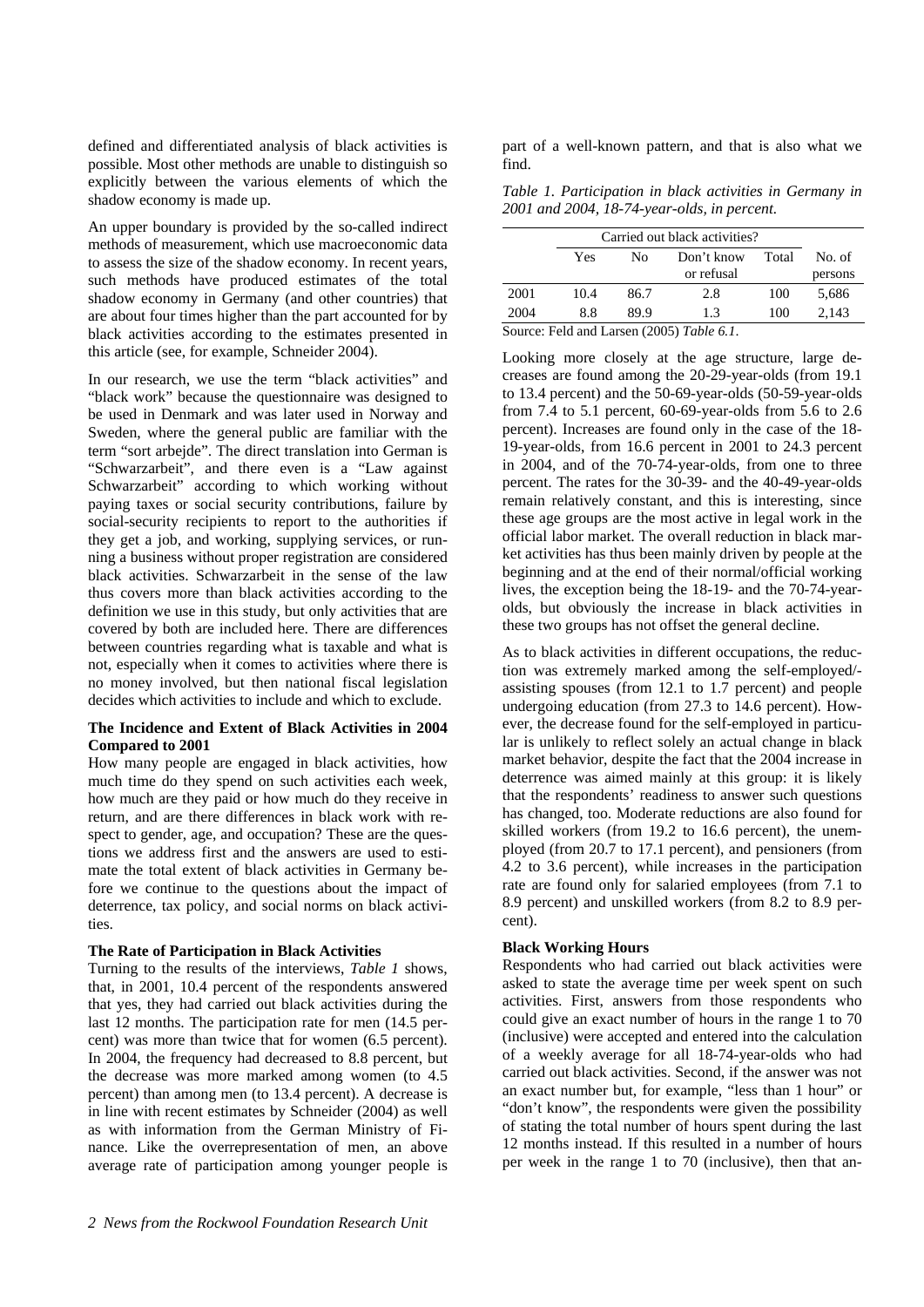defined and differentiated analysis of black activities is possible. Most other methods are unable to distinguish so explicitly between the various elements of which the shadow economy is made up.

An upper boundary is provided by the so-called indirect methods of measurement, which use macroeconomic data to assess the size of the shadow economy. In recent years, such methods have produced estimates of the total shadow economy in Germany (and other countries) that are about four times higher than the part accounted for by black activities according to the estimates presented in this article (see, for example, Schneider 2004).

In our research, we use the term "black activities" and "black work" because the questionnaire was designed to be used in Denmark and was later used in Norway and Sweden, where the general public are familiar with the term "sort arbejde". The direct translation into German is "Schwarzarbeit", and there even is a "Law against Schwarzarbeit" according to which working without paying taxes or social security contributions, failure by social-security recipients to report to the authorities if they get a job, and working, supplying services, or running a business without proper registration are considered black activities. Schwarzarbeit in the sense of the law thus covers more than black activities according to the definition we use in this study, but only activities that are covered by both are included here. There are differences between countries regarding what is taxable and what is not, especially when it comes to activities where there is no money involved, but then national fiscal legislation decides which activities to include and which to exclude.

**The Incidence and Extent of Black Activities in 2004 Compared to 2001**

How many people are engaged in black activities, how much time do they spend on such activities each week, how much are they paid or how much do they receive in return, and are there differences in black work with respect to gender, age, and occupation? These are the questions we address first and the answers are used to estimate the total extent of black activities in Germany before we continue to the questions about the impact of deterrence, tax policy, and social norms on black activities.

**The Rate of Participation in Black Activities**

Turning to the results of the interviews, *Table 1* shows, that, in 2001, 10.4 percent of the respondents answered that yes, they had carried out black activities during the last 12 months. The participation rate for men (14.5 percent) was more than twice that for women (6.5 percent). In 2004, the frequency had decreased to 8.8 percent, but the decrease was more marked among women (to 4.5 percent) than among men (to 13.4 percent). A decrease is in line with recent estimates by Schneider (2004) as well as with information from the German Ministry of Finance. Like the overrepresentation of men, an above average rate of participation among younger people is part of a well-known pattern, and that is also what we find.

*Table 1. Participation in black activities in Germany in 2001 and 2004, 18-74-year-olds, in percent.*

| | Carried out black activities? | | | | |
|---|---|---|---|---|---|
| | Yes | No | Don't know or refusal | Total | No. of persons |
| 2001 | 10.4 | 86.7 | 2.8 | 100 | 5,686 |
| 2004 | 8.8 | 89.9 | 1.3 | 100 | 2,143 |

Source: Feld and Larsen (2005) *Table 6.1.*

Looking more closely at the age structure, large decreases are found among the 20-29-year-olds (from 19.1 to 13.4 percent) and the 50-69-year-olds (50-59-year-olds from 7.4 to 5.1 percent, 60-69-year-olds from 5.6 to 2.6 percent). Increases are found only in the case of the 18-19-year-olds, from 16.6 percent in 2001 to 24.3 percent in 2004, and of the 70-74-year-olds, from one to three percent. The rates for the 30-39- and the 40-49-year-olds remain relatively constant, and this is interesting, since these age groups are the most active in legal work in the official labor market. The overall reduction in black market activities has thus been mainly driven by people at the beginning and at the end of their normal/official working lives, the exception being the 18-19- and the 70-74-year-olds, but obviously the increase in black activities in these two groups has not offset the general decline.

As to black activities in different occupations, the reduction was extremely marked among the self-employed/-assisting spouses (from 12.1 to 1.7 percent) and people undergoing education (from 27.3 to 14.6 percent). However, the decrease found for the self-employed in particular is unlikely to reflect solely an actual change in black market behavior, despite the fact that the 2004 increase in deterrence was aimed mainly at this group: it is likely that the respondents' readiness to answer such questions has changed, too. Moderate reductions are also found for skilled workers (from 19.2 to 16.6 percent), the unemployed (from 20.7 to 17.1 percent), and pensioners (from 4.2 to 3.6 percent), while increases in the participation rate are found only for salaried employees (from 7.1 to 8.9 percent) and unskilled workers (from 8.2 to 8.9 percent).

**Black Working Hours**

Respondents who had carried out black activities were asked to state the average time per week spent on such activities. First, answers from those respondents who could give an exact number of hours in the range 1 to 70 (inclusive) were accepted and entered into the calculation of a weekly average for all 18-74-year-olds who had carried out black activities. Second, if the answer was not an exact number but, for example, "less than 1 hour" or "don't know", the respondents were given the possibility of stating the total number of hours spent during the last 12 months instead. If this resulted in a number of hours per week in the range 1 to 70 (inclusive), then that an-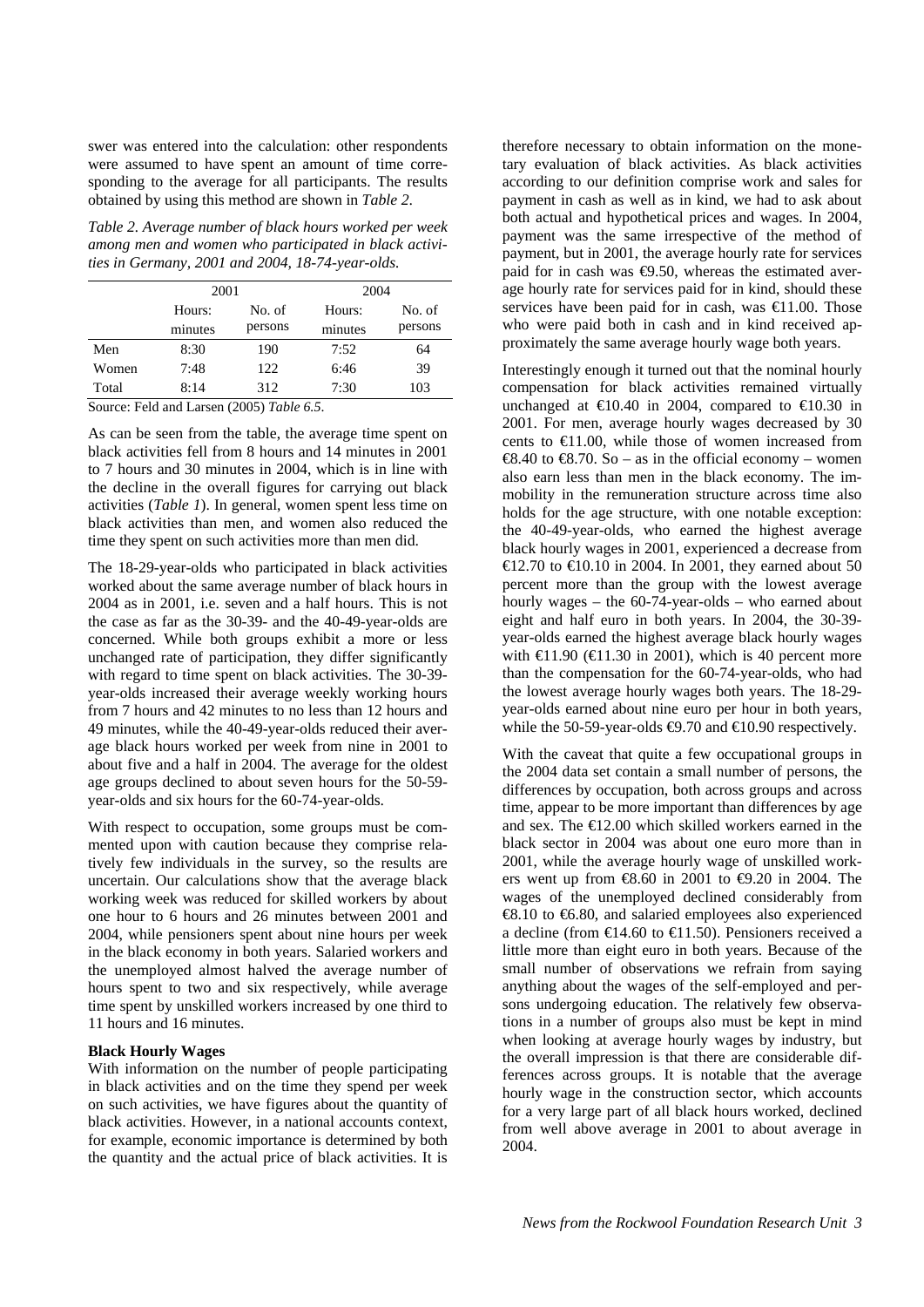swer was entered into the calculation: other respondents were assumed to have spent an amount of time corresponding to the average for all participants. The results obtained by using this method are shown in *Table 2*.

*Table 2. Average number of black hours worked per week among men and women who participated in black activities in Germany, 2001 and 2004, 18-74-year-olds.*

| | 2001 | | 2004 | |
|---|---|---|---|---|
| | Hours: minutes | No. of persons | Hours: minutes | No. of persons |
| Men | 8:30 | 190 | 7:52 | 64 |
| Women | 7:48 | 122 | 6:46 | 39 |
| Total | 8:14 | 312 | 7:30 | 103 |

Source: Feld and Larsen (2005) *Table 6.5*.

As can be seen from the table, the average time spent on black activities fell from 8 hours and 14 minutes in 2001 to 7 hours and 30 minutes in 2004, which is in line with the decline in the overall figures for carrying out black activities (*Table 1*). In general, women spent less time on black activities than men, and women also reduced the time they spent on such activities more than men did.

The 18-29-year-olds who participated in black activities worked about the same average number of black hours in 2004 as in 2001, i.e. seven and a half hours. This is not the case as far as the 30-39- and the 40-49-year-olds are concerned. While both groups exhibit a more or less unchanged rate of participation, they differ significantly with regard to time spent on black activities. The 30-39-year-olds increased their average weekly working hours from 7 hours and 42 minutes to no less than 12 hours and 49 minutes, while the 40-49-year-olds reduced their average black hours worked per week from nine in 2001 to about five and a half in 2004. The average for the oldest age groups declined to about seven hours for the 50-59-year-olds and six hours for the 60-74-year-olds.

With respect to occupation, some groups must be commented upon with caution because they comprise relatively few individuals in the survey, so the results are uncertain. Our calculations show that the average black working week was reduced for skilled workers by about one hour to 6 hours and 26 minutes between 2001 and 2004, while pensioners spent about nine hours per week in the black economy in both years. Salaried workers and the unemployed almost halved the average number of hours spent to two and six respectively, while average time spent by unskilled workers increased by one third to 11 hours and 16 minutes.

**Black Hourly Wages**

With information on the number of people participating in black activities and on the time they spend per week on such activities, we have figures about the quantity of black activities. However, in a national accounts context, for example, economic importance is determined by both the quantity and the actual price of black activities. It is therefore necessary to obtain information on the monetary evaluation of black activities. As black activities according to our definition comprise work and sales for payment in cash as well as in kind, we had to ask about both actual and hypothetical prices and wages. In 2004, payment was the same irrespective of the method of payment, but in 2001, the average hourly rate for services paid for in cash was €9.50, whereas the estimated average hourly rate for services paid for in kind, should these services have been paid for in cash, was €11.00. Those who were paid both in cash and in kind received approximately the same average hourly wage both years.

Interestingly enough it turned out that the nominal hourly compensation for black activities remained virtually unchanged at €10.40 in 2004, compared to €10.30 in 2001. For men, average hourly wages decreased by 30 cents to €11.00, while those of women increased from €8.40 to €8.70. So – as in the official economy – women also earn less than men in the black economy. The immobility in the remuneration structure across time also holds for the age structure, with one notable exception: the 40-49-year-olds, who earned the highest average black hourly wages in 2001, experienced a decrease from €12.70 to €10.10 in 2004. In 2001, they earned about 50 percent more than the group with the lowest average hourly wages – the 60-74-year-olds – who earned about eight and half euro in both years. In 2004, the 30-39-year-olds earned the highest average black hourly wages with €11.90 (€11.30 in 2001), which is 40 percent more than the compensation for the 60-74-year-olds, who had the lowest average hourly wages both years. The 18-29-year-olds earned about nine euro per hour in both years, while the 50-59-year-olds €9.70 and €10.90 respectively.

With the caveat that quite a few occupational groups in the 2004 data set contain a small number of persons, the differences by occupation, both across groups and across time, appear to be more important than differences by age and sex. The €12.00 which skilled workers earned in the black sector in 2004 was about one euro more than in 2001, while the average hourly wage of unskilled workers went up from €8.60 in 2001 to €9.20 in 2004. The wages of the unemployed declined considerably from €8.10 to €6.80, and salaried employees also experienced a decline (from €14.60 to €11.50). Pensioners received a little more than eight euro in both years. Because of the small number of observations we refrain from saying anything about the wages of the self-employed and persons undergoing education. The relatively few observations in a number of groups also must be kept in mind when looking at average hourly wages by industry, but the overall impression is that there are considerable differences across groups. It is notable that the average hourly wage in the construction sector, which accounts for a very large part of all black hours worked, declined from well above average in 2001 to about average in 2004.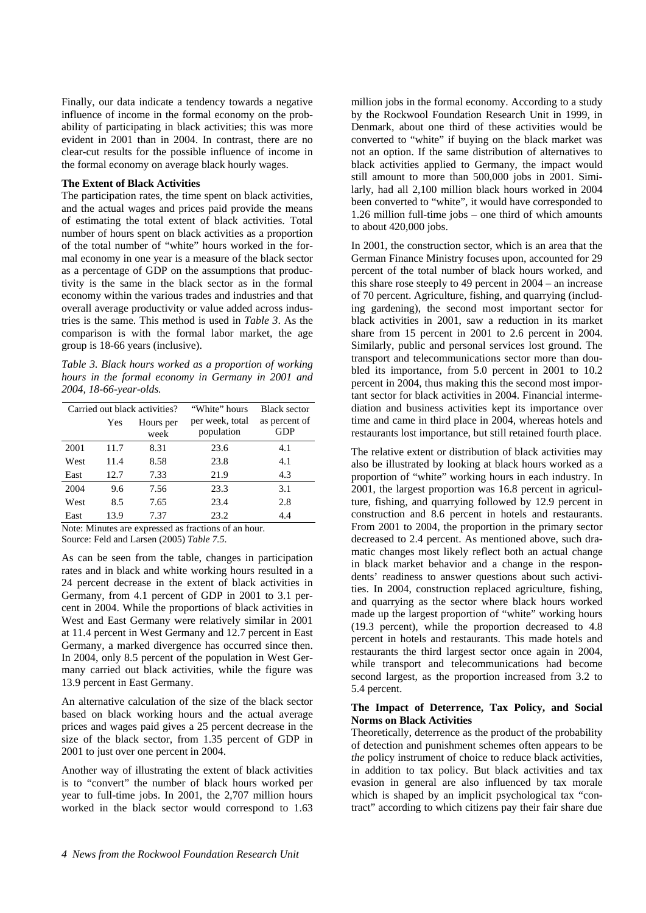Finally, our data indicate a tendency towards a negative influence of income in the formal economy on the probability of participating in black activities; this was more evident in 2001 than in 2004. In contrast, there are no clear-cut results for the possible influence of income in the formal economy on average black hourly wages.

**The Extent of Black Activities**

The participation rates, the time spent on black activities, and the actual wages and prices paid provide the means of estimating the total extent of black activities. Total number of hours spent on black activities as a proportion of the total number of "white" hours worked in the formal economy in one year is a measure of the black sector as a percentage of GDP on the assumptions that productivity is the same in the black sector as in the formal economy within the various trades and industries and that overall average productivity or value added across industries is the same. This method is used in *Table 3*. As the comparison is with the formal labor market, the age group is 18-66 years (inclusive).

*Table 3. Black hours worked as a proportion of working hours in the formal economy in Germany in 2001 and 2004, 18-66-year-olds.*

| | Carried out black activities? | | "White" hours | Black sector |
|---|---|---|---|---|
| | Yes | Hours per week | per week, total population | as percent of GDP |
| 2001 | 11.7 | 8.31 | 23.6 | 4.1 |
| West | 11.4 | 8.58 | 23.8 | 4.1 |
| East | 12.7 | 7.33 | 21.9 | 4.3 |
| 2004 | 9.6 | 7.56 | 23.3 | 3.1 |
| West | 8.5 | 7.65 | 23.4 | 2.8 |
| East | 13.9 | 7.37 | 23.2 | 4.4 |

Note: Minutes are expressed as fractions of an hour.
Source: Feld and Larsen (2005) *Table 7.5*.

As can be seen from the table, changes in participation rates and in black and white working hours resulted in a 24 percent decrease in the extent of black activities in Germany, from 4.1 percent of GDP in 2001 to 3.1 percent in 2004. While the proportions of black activities in West and East Germany were relatively similar in 2001 at 11.4 percent in West Germany and 12.7 percent in East Germany, a marked divergence has occurred since then. In 2004, only 8.5 percent of the population in West Germany carried out black activities, while the figure was 13.9 percent in East Germany.

An alternative calculation of the size of the black sector based on black working hours and the actual average prices and wages paid gives a 25 percent decrease in the size of the black sector, from 1.35 percent of GDP in 2001 to just over one percent in 2004.

Another way of illustrating the extent of black activities is to "convert" the number of black hours worked per year to full-time jobs. In 2001, the 2,707 million hours worked in the black sector would correspond to 1.63 million jobs in the formal economy. According to a study by the Rockwool Foundation Research Unit in 1999, in Denmark, about one third of these activities would be converted to "white" if buying on the black market was not an option. If the same distribution of alternatives to black activities applied to Germany, the impact would still amount to more than 500,000 jobs in 2001. Similarly, had all 2,100 million black hours worked in 2004 been converted to "white", it would have corresponded to 1.26 million full-time jobs – one third of which amounts to about 420,000 jobs.

In 2001, the construction sector, which is an area that the German Finance Ministry focuses upon, accounted for 29 percent of the total number of black hours worked, and this share rose steeply to 49 percent in 2004 – an increase of 70 percent. Agriculture, fishing, and quarrying (including gardening), the second most important sector for black activities in 2001, saw a reduction in its market share from 15 percent in 2001 to 2.6 percent in 2004. Similarly, public and personal services lost ground. The transport and telecommunications sector more than doubled its importance, from 5.0 percent in 2001 to 10.2 percent in 2004, thus making this the second most important sector for black activities in 2004. Financial intermediation and business activities kept its importance over time and came in third place in 2004, whereas hotels and restaurants lost importance, but still retained fourth place.

The relative extent or distribution of black activities may also be illustrated by looking at black hours worked as a proportion of "white" working hours in each industry. In 2001, the largest proportion was 16.8 percent in agriculture, fishing, and quarrying followed by 12.9 percent in construction and 8.6 percent in hotels and restaurants. From 2001 to 2004, the proportion in the primary sector decreased to 2.4 percent. As mentioned above, such dramatic changes most likely reflect both an actual change in black market behavior and a change in the respondents' readiness to answer questions about such activities. In 2004, construction replaced agriculture, fishing, and quarrying as the sector where black hours worked made up the largest proportion of "white" working hours (19.3 percent), while the proportion decreased to 4.8 percent in hotels and restaurants. This made hotels and restaurants the third largest sector once again in 2004, while transport and telecommunications had become second largest, as the proportion increased from 3.2 to 5.4 percent.

**The Impact of Deterrence, Tax Policy, and Social Norms on Black Activities**

Theoretically, deterrence as the product of the probability of detection and punishment schemes often appears to be *the* policy instrument of choice to reduce black activities, in addition to tax policy. But black activities and tax evasion in general are also influenced by tax morale which is shaped by an implicit psychological tax "contract" according to which citizens pay their fair share due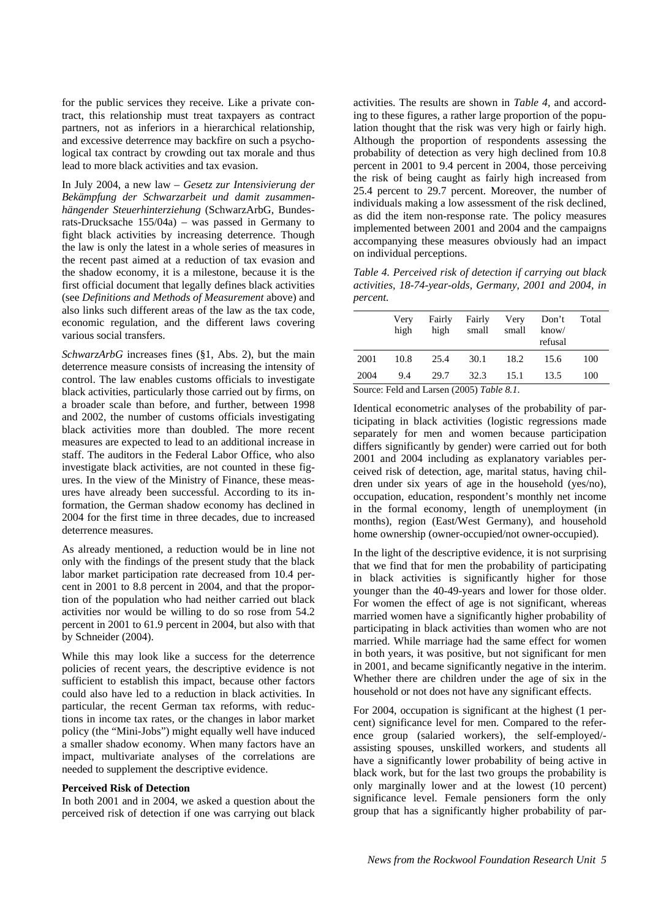for the public services they receive. Like a private contract, this relationship must treat taxpayers as contract partners, not as inferiors in a hierarchical relationship, and excessive deterrence may backfire on such a psychological tax contract by crowding out tax morale and thus lead to more black activities and tax evasion.

In July 2004, a new law – *Gesetz zur Intensivierung der Bekämpfung der Schwarzarbeit und damit zusammenhängender Steuerhinterziehung* (SchwarzArbG, Bundesrats-Drucksache 155/04a) – was passed in Germany to fight black activities by increasing deterrence. Though the law is only the latest in a whole series of measures in the recent past aimed at a reduction of tax evasion and the shadow economy, it is a milestone, because it is the first official document that legally defines black activities (see *Definitions and Methods of Measurement* above) and also links such different areas of the law as the tax code, economic regulation, and the different laws covering various social transfers.

*SchwarzArbG* increases fines (§1, Abs. 2), but the main deterrence measure consists of increasing the intensity of control. The law enables customs officials to investigate black activities, particularly those carried out by firms, on a broader scale than before, and further, between 1998 and 2002, the number of customs officials investigating black activities more than doubled. The more recent measures are expected to lead to an additional increase in staff. The auditors in the Federal Labor Office, who also investigate black activities, are not counted in these figures. In the view of the Ministry of Finance, these measures have already been successful. According to its information, the German shadow economy has declined in 2004 for the first time in three decades, due to increased deterrence measures.

As already mentioned, a reduction would be in line not only with the findings of the present study that the black labor market participation rate decreased from 10.4 percent in 2001 to 8.8 percent in 2004, and that the proportion of the population who had neither carried out black activities nor would be willing to do so rose from 54.2 percent in 2001 to 61.9 percent in 2004, but also with that by Schneider (2004).

While this may look like a success for the deterrence policies of recent years, the descriptive evidence is not sufficient to establish this impact, because other factors could also have led to a reduction in black activities. In particular, the recent German tax reforms, with reductions in income tax rates, or the changes in labor market policy (the "Mini-Jobs") might equally well have induced a smaller shadow economy. When many factors have an impact, multivariate analyses of the correlations are needed to supplement the descriptive evidence.

**Perceived Risk of Detection**

In both 2001 and in 2004, we asked a question about the perceived risk of detection if one was carrying out black activities. The results are shown in *Table 4*, and according to these figures, a rather large proportion of the population thought that the risk was very high or fairly high. Although the proportion of respondents assessing the probability of detection as very high declined from 10.8 percent in 2001 to 9.4 percent in 2004, those perceiving the risk of being caught as fairly high increased from 25.4 percent to 29.7 percent. Moreover, the number of individuals making a low assessment of the risk declined, as did the item non-response rate. The policy measures implemented between 2001 and 2004 and the campaigns accompanying these measures obviously had an impact on individual perceptions.

*Table 4. Perceived risk of detection if carrying out black activities, 18-74-year-olds, Germany, 2001 and 2004, in percent.*

| | Very high | Fairly high | Fairly small | Very small | Don't know/ refusal | Total |
|---|---|---|---|---|---|---|
| 2001 | 10.8 | 25.4 | 30.1 | 18.2 | 15.6 | 100 |
| 2004 | 9.4 | 29.7 | 32.3 | 15.1 | 13.5 | 100 |

Source: Feld and Larsen (2005) *Table 8.1*.

Identical econometric analyses of the probability of participating in black activities (logistic regressions made separately for men and women because participation differs significantly by gender) were carried out for both 2001 and 2004 including as explanatory variables perceived risk of detection, age, marital status, having children under six years of age in the household (yes/no), occupation, education, respondent's monthly net income in the formal economy, length of unemployment (in months), region (East/West Germany), and household home ownership (owner-occupied/not owner-occupied).

In the light of the descriptive evidence, it is not surprising that we find that for men the probability of participating in black activities is significantly higher for those younger than the 40-49-years and lower for those older. For women the effect of age is not significant, whereas married women have a significantly higher probability of participating in black activities than women who are not married. While marriage had the same effect for women in both years, it was positive, but not significant for men in 2001, and became significantly negative in the interim. Whether there are children under the age of six in the household or not does not have any significant effects.

For 2004, occupation is significant at the highest (1 percent) significance level for men. Compared to the reference group (salaried workers), the self-employed/-assisting spouses, unskilled workers, and students all have a significantly lower probability of being active in black work, but for the last two groups the probability is only marginally lower and at the lowest (10 percent) significance level. Female pensioners form the only group that has a significantly higher probability of par-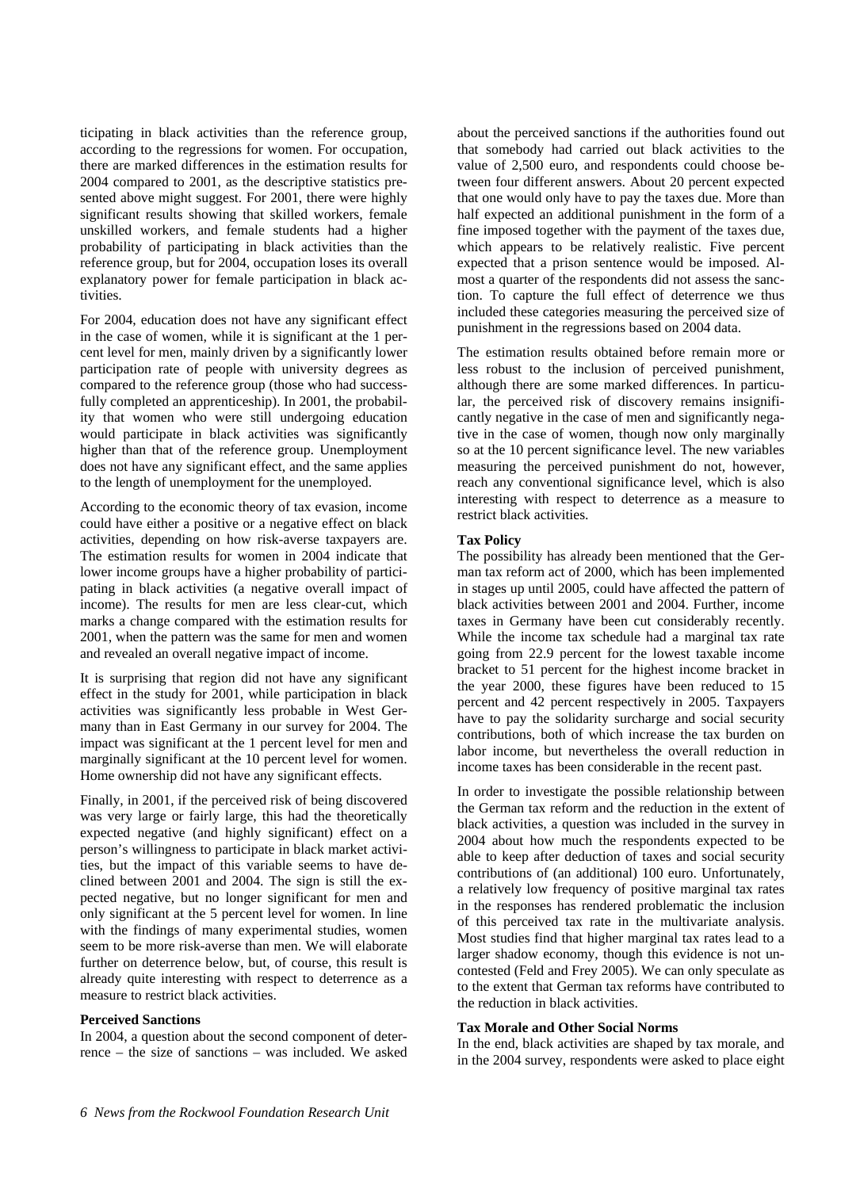ticipating in black activities than the reference group, according to the regressions for women. For occupation, there are marked differences in the estimation results for 2004 compared to 2001, as the descriptive statistics presented above might suggest. For 2001, there were highly significant results showing that skilled workers, female unskilled workers, and female students had a higher probability of participating in black activities than the reference group, but for 2004, occupation loses its overall explanatory power for female participation in black activities.

For 2004, education does not have any significant effect in the case of women, while it is significant at the 1 percent level for men, mainly driven by a significantly lower participation rate of people with university degrees as compared to the reference group (those who had successfully completed an apprenticeship). In 2001, the probability that women who were still undergoing education would participate in black activities was significantly higher than that of the reference group. Unemployment does not have any significant effect, and the same applies to the length of unemployment for the unemployed.

According to the economic theory of tax evasion, income could have either a positive or a negative effect on black activities, depending on how risk-averse taxpayers are. The estimation results for women in 2004 indicate that lower income groups have a higher probability of participating in black activities (a negative overall impact of income). The results for men are less clear-cut, which marks a change compared with the estimation results for 2001, when the pattern was the same for men and women and revealed an overall negative impact of income.

It is surprising that region did not have any significant effect in the study for 2001, while participation in black activities was significantly less probable in West Germany than in East Germany in our survey for 2004. The impact was significant at the 1 percent level for men and marginally significant at the 10 percent level for women. Home ownership did not have any significant effects.

Finally, in 2001, if the perceived risk of being discovered was very large or fairly large, this had the theoretically expected negative (and highly significant) effect on a person's willingness to participate in black market activities, but the impact of this variable seems to have declined between 2001 and 2004. The sign is still the expected negative, but no longer significant for men and only significant at the 5 percent level for women. In line with the findings of many experimental studies, women seem to be more risk-averse than men. We will elaborate further on deterrence below, but, of course, this result is already quite interesting with respect to deterrence as a measure to restrict black activities.

**Perceived Sanctions**

In 2004, a question about the second component of deterrence – the size of sanctions – was included. We asked about the perceived sanctions if the authorities found out that somebody had carried out black activities to the value of 2,500 euro, and respondents could choose between four different answers. About 20 percent expected that one would only have to pay the taxes due. More than half expected an additional punishment in the form of a fine imposed together with the payment of the taxes due, which appears to be relatively realistic. Five percent expected that a prison sentence would be imposed. Almost a quarter of the respondents did not assess the sanction. To capture the full effect of deterrence we thus included these categories measuring the perceived size of punishment in the regressions based on 2004 data.

The estimation results obtained before remain more or less robust to the inclusion of perceived punishment, although there are some marked differences. In particular, the perceived risk of discovery remains insignificantly negative in the case of men and significantly negative in the case of women, though now only marginally so at the 10 percent significance level. The new variables measuring the perceived punishment do not, however, reach any conventional significance level, which is also interesting with respect to deterrence as a measure to restrict black activities.

**Tax Policy**

The possibility has already been mentioned that the German tax reform act of 2000, which has been implemented in stages up until 2005, could have affected the pattern of black activities between 2001 and 2004. Further, income taxes in Germany have been cut considerably recently. While the income tax schedule had a marginal tax rate going from 22.9 percent for the lowest taxable income bracket to 51 percent for the highest income bracket in the year 2000, these figures have been reduced to 15 percent and 42 percent respectively in 2005. Taxpayers have to pay the solidarity surcharge and social security contributions, both of which increase the tax burden on labor income, but nevertheless the overall reduction in income taxes has been considerable in the recent past.

In order to investigate the possible relationship between the German tax reform and the reduction in the extent of black activities, a question was included in the survey in 2004 about how much the respondents expected to be able to keep after deduction of taxes and social security contributions of (an additional) 100 euro. Unfortunately, a relatively low frequency of positive marginal tax rates in the responses has rendered problematic the inclusion of this perceived tax rate in the multivariate analysis. Most studies find that higher marginal tax rates lead to a larger shadow economy, though this evidence is not uncontested (Feld and Frey 2005). We can only speculate as to the extent that German tax reforms have contributed to the reduction in black activities.

**Tax Morale and Other Social Norms**

In the end, black activities are shaped by tax morale, and in the 2004 survey, respondents were asked to place eight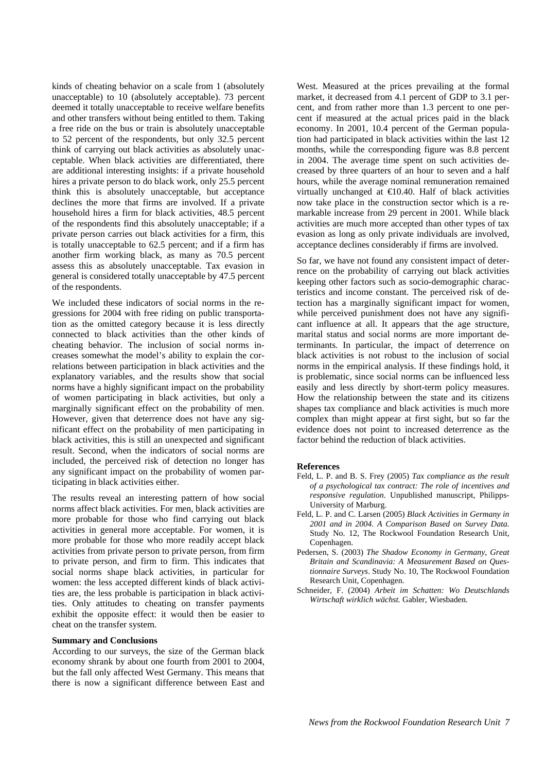kinds of cheating behavior on a scale from 1 (absolutely unacceptable) to 10 (absolutely acceptable). 73 percent deemed it totally unacceptable to receive welfare benefits and other transfers without being entitled to them. Taking a free ride on the bus or train is absolutely unacceptable to 52 percent of the respondents, but only 32.5 percent think of carrying out black activities as absolutely unacceptable. When black activities are differentiated, there are additional interesting insights: if a private household hires a private person to do black work, only 25.5 percent think this is absolutely unacceptable, but acceptance declines the more that firms are involved. If a private household hires a firm for black activities, 48.5 percent of the respondents find this absolutely unacceptable; if a private person carries out black activities for a firm, this is totally unacceptable to 62.5 percent; and if a firm has another firm working black, as many as 70.5 percent assess this as absolutely unacceptable. Tax evasion in general is considered totally unacceptable by 47.5 percent of the respondents.

We included these indicators of social norms in the regressions for 2004 with free riding on public transportation as the omitted category because it is less directly connected to black activities than the other kinds of cheating behavior. The inclusion of social norms increases somewhat the model's ability to explain the correlations between participation in black activities and the explanatory variables, and the results show that social norms have a highly significant impact on the probability of women participating in black activities, but only a marginally significant effect on the probability of men. However, given that deterrence does not have any significant effect on the probability of men participating in black activities, this is still an unexpected and significant result. Second, when the indicators of social norms are included, the perceived risk of detection no longer has any significant impact on the probability of women participating in black activities either.

The results reveal an interesting pattern of how social norms affect black activities. For men, black activities are more probable for those who find carrying out black activities in general more acceptable. For women, it is more probable for those who more readily accept black activities from private person to private person, from firm to private person, and firm to firm. This indicates that social norms shape black activities, in particular for women: the less accepted different kinds of black activities are, the less probable is participation in black activities. Only attitudes to cheating on transfer payments exhibit the opposite effect: it would then be easier to cheat on the transfer system.

## Summary and Conclusions

According to our surveys, the size of the German black economy shrank by about one fourth from 2001 to 2004, but the fall only affected West Germany. This means that there is now a significant difference between East and West. Measured at the prices prevailing at the formal market, it decreased from 4.1 percent of GDP to 3.1 percent, and from rather more than 1.3 percent to one percent if measured at the actual prices paid in the black economy. In 2001, 10.4 percent of the German population had participated in black activities within the last 12 months, while the corresponding figure was 8.8 percent in 2004. The average time spent on such activities decreased by three quarters of an hour to seven and a half hours, while the average nominal remuneration remained virtually unchanged at €10.40. Half of black activities now take place in the construction sector which is a remarkable increase from 29 percent in 2001. While black activities are much more accepted than other types of tax evasion as long as only private individuals are involved, acceptance declines considerably if firms are involved.

So far, we have not found any consistent impact of deterrence on the probability of carrying out black activities keeping other factors such as socio-demographic characteristics and income constant. The perceived risk of detection has a marginally significant impact for women, while perceived punishment does not have any significant influence at all. It appears that the age structure, marital status and social norms are more important determinants. In particular, the impact of deterrence on black activities is not robust to the inclusion of social norms in the empirical analysis. If these findings hold, it is problematic, since social norms can be influenced less easily and less directly by short-term policy measures. How the relationship between the state and its citizens shapes tax compliance and black activities is much more complex than might appear at first sight, but so far the evidence does not point to increased deterrence as the factor behind the reduction of black activities.

## References

Feld, L. P. and B. S. Frey (2005) *Tax compliance as the result of a psychological tax contract: The role of incentives and responsive regulation*. Unpublished manuscript, Philipps-University of Marburg.

Feld, L. P. and C. Larsen (2005) *Black Activities in Germany in 2001 and in 2004. A Comparison Based on Survey Data.* Study No. 12, The Rockwool Foundation Research Unit, Copenhagen.

Pedersen, S. (2003) *The Shadow Economy in Germany, Great Britain and Scandinavia: A Measurement Based on Questionnaire Surveys*. Study No. 10, The Rockwool Foundation Research Unit, Copenhagen.

Schneider, F. (2004) *Arbeit im Schatten: Wo Deutschlands Wirtschaft wirklich wächst.* Gabler, Wiesbaden.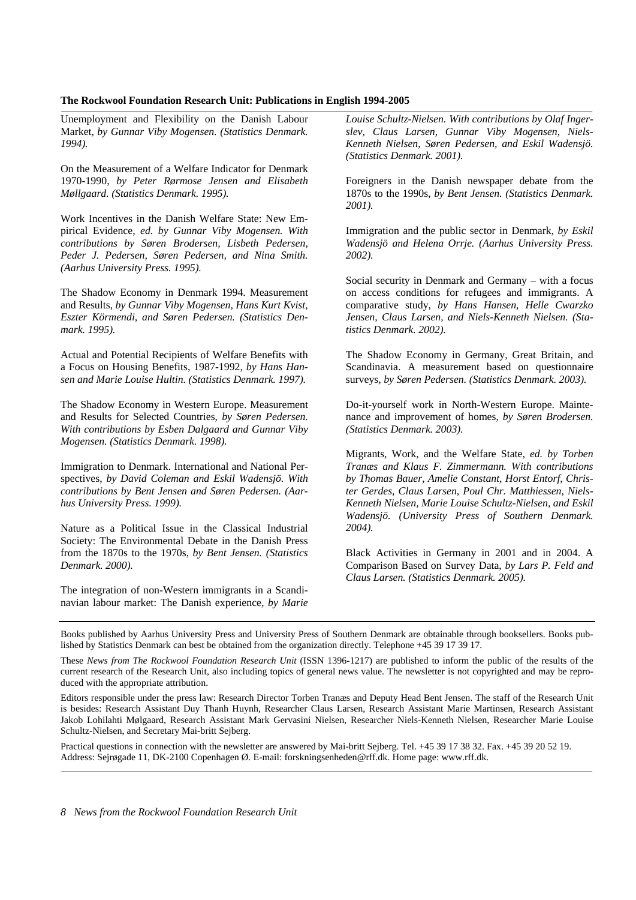**The Rockwool Foundation Research Unit: Publications in English 1994-2005**

Unemployment and Flexibility on the Danish Labour Market, *by Gunnar Viby Mogensen. (Statistics Denmark. 1994).*

On the Measurement of a Welfare Indicator for Denmark 1970-1990, *by Peter Rørmose Jensen and Elisabeth Møllgaard. (Statistics Denmark. 1995).*

Work Incentives in the Danish Welfare State: New Empirical Evidence, *ed. by Gunnar Viby Mogensen. With contributions by Søren Brodersen, Lisbeth Pedersen, Peder J. Pedersen, Søren Pedersen, and Nina Smith. (Aarhus University Press. 1995).*

The Shadow Economy in Denmark 1994. Measurement and Results, *by Gunnar Viby Mogensen, Hans Kurt Kvist, Eszter Körmendi, and Søren Pedersen. (Statistics Denmark. 1995).*

Actual and Potential Recipients of Welfare Benefits with a Focus on Housing Benefits, 1987-1992, *by Hans Hansen and Marie Louise Hultin. (Statistics Denmark. 1997).*

The Shadow Economy in Western Europe. Measurement and Results for Selected Countries, *by Søren Pedersen. With contributions by Esben Dalgaard and Gunnar Viby Mogensen. (Statistics Denmark. 1998).*

Immigration to Denmark. International and National Perspectives, *by David Coleman and Eskil Wadensjö. With contributions by Bent Jensen and Søren Pedersen. (Aarhus University Press. 1999).*

Nature as a Political Issue in the Classical Industrial Society: The Environmental Debate in the Danish Press from the 1870s to the 1970s, *by Bent Jensen. (Statistics Denmark. 2000).*

The integration of non-Western immigrants in a Scandinavian labour market: The Danish experience, *by Marie Louise Schultz-Nielsen. With contributions by Olaf Ingerslev, Claus Larsen, Gunnar Viby Mogensen, Niels-Kenneth Nielsen, Søren Pedersen, and Eskil Wadensjö. (Statistics Denmark. 2001).*

Foreigners in the Danish newspaper debate from the 1870s to the 1990s, *by Bent Jensen. (Statistics Denmark. 2001).*

Immigration and the public sector in Denmark, *by Eskil Wadensjö and Helena Orrje. (Aarhus University Press. 2002).*

Social security in Denmark and Germany – with a focus on access conditions for refugees and immigrants. A comparative study, *by Hans Hansen, Helle Cwarzko Jensen, Claus Larsen, and Niels-Kenneth Nielsen. (Statistics Denmark. 2002).*

The Shadow Economy in Germany, Great Britain, and Scandinavia. A measurement based on questionnaire surveys, *by Søren Pedersen. (Statistics Denmark. 2003).*

Do-it-yourself work in North-Western Europe. Maintenance and improvement of homes, *by Søren Brodersen. (Statistics Denmark. 2003).*

Migrants, Work, and the Welfare State, *ed. by Torben Tranæs and Klaus F. Zimmermann. With contributions by Thomas Bauer, Amelie Constant, Horst Entorf, Christer Gerdes, Claus Larsen, Poul Chr. Matthiessen, Niels-Kenneth Nielsen, Marie Louise Schultz-Nielsen, and Eskil Wadensjö. (University Press of Southern Denmark. 2004).*

Black Activities in Germany in 2001 and in 2004. A Comparison Based on Survey Data, *by Lars P. Feld and Claus Larsen. (Statistics Denmark. 2005).*

---

Books published by Aarhus University Press and University Press of Southern Denmark are obtainable through booksellers. Books published by Statistics Denmark can best be obtained from the organization directly. Telephone +45 39 17 39 17.

These *News from The Rockwool Foundation Research Unit* (ISSN 1396-1217) are published to inform the public of the results of the current research of the Research Unit, also including topics of general news value. The newsletter is not copyrighted and may be reproduced with the appropriate attribution.

Editors responsible under the press law: Research Director Torben Tranæs and Deputy Head Bent Jensen. The staff of the Research Unit is besides: Research Assistant Duy Thanh Huynh, Researcher Claus Larsen, Research Assistant Marie Martinsen, Research Assistant Jakob Lohilahti Mølgaard, Research Assistant Mark Gervasini Nielsen, Researcher Niels-Kenneth Nielsen, Researcher Marie Louise Schultz-Nielsen, and Secretary Mai-britt Sejberg.

Practical questions in connection with the newsletter are answered by Mai-britt Sejberg. Tel. +45 39 17 38 32. Fax. +45 39 20 52 19. Address: Sejrøgade 11, DK-2100 Copenhagen Ø. E-mail: forskningsenheden@rff.dk. Home page: www.rff.dk.